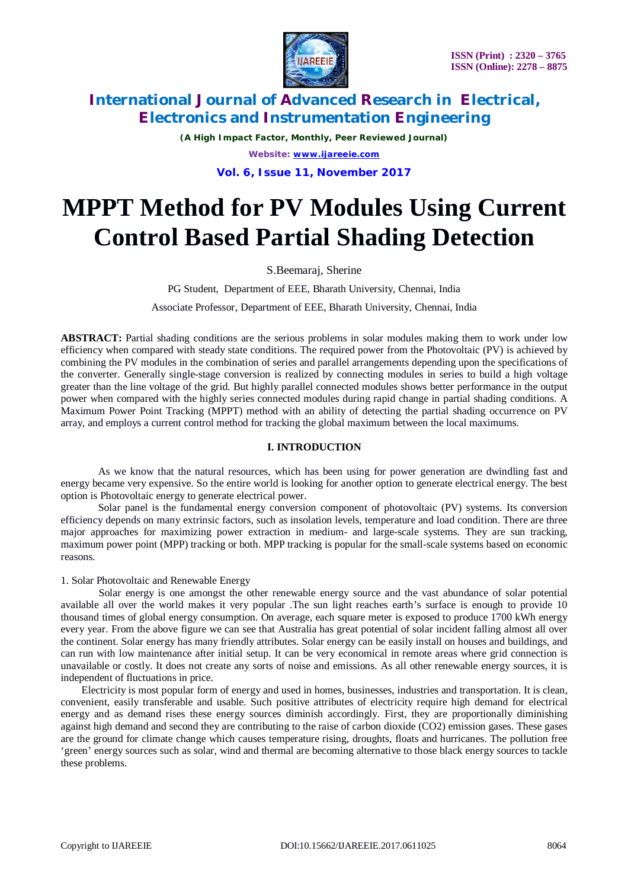# International Journal of Advanced Research in Electrical, Electronics and Instrumentation Engineering

*(A High Impact Factor, Monthly, Peer Reviewed Journal)*

# MPPT Method for PV Modules Using Current Control Based Partial Shading Detection

S.Beemaraj, Sherine

PG Student, Department of EEE, Bharath University, Chennai, India

Associate Professor, Department of EEE, Bharath University, Chennai, India

**ABSTRACT:** Partial shading conditions are the serious problems in solar modules making them to work under low efficiency when compared with steady state conditions. The required power from the Photovoltaic (PV) is achieved by combining the PV modules in the combination of series and parallel arrangements depending upon the specifications of the converter. Generally single-stage conversion is realized by connecting modules in series to build a high voltage greater than the line voltage of the grid. But highly parallel connected modules shows better performance in the output power when compared with the highly series connected modules during rapid change in partial shading conditions. A Maximum Power Point Tracking (MPPT) method with an ability of detecting the partial shading occurrence on PV array, and employs a current control method for tracking the global maximum between the local maximums.

## I. INTRODUCTION

As we know that the natural resources, which has been using for power generation are dwindling fast and energy became very expensive. So the entire world is looking for another option to generate electrical energy. The best option is Photovoltaic energy to generate electrical power.

Solar panel is the fundamental energy conversion component of photovoltaic (PV) systems. Its conversion efficiency depends on many extrinsic factors, such as insolation levels, temperature and load condition. There are three major approaches for maximizing power extraction in medium- and large-scale systems. They are sun tracking, maximum power point (MPP) tracking or both. MPP tracking is popular for the small-scale systems based on economic reasons.

1. Solar Photovoltaic and Renewable Energy

Solar energy is one amongst the other renewable energy source and the vast abundance of solar potential available all over the world makes it very popular .The sun light reaches earth's surface is enough to provide 10 thousand times of global energy consumption. On average, each square meter is exposed to produce 1700 kWh energy every year. From the above figure we can see that Australia has great potential of solar incident falling almost all over the continent. Solar energy has many friendly attributes. Solar energy can be easily install on houses and buildings, and can run with low maintenance after initial setup. It can be very economical in remote areas where grid connection is unavailable or costly. It does not create any sorts of noise and emissions. As all other renewable energy sources, it is independent of fluctuations in price.

Electricity is most popular form of energy and used in homes, businesses, industries and transportation. It is clean, convenient, easily transferable and usable. Such positive attributes of electricity require high demand for electrical energy and as demand rises these energy sources diminish accordingly. First, they are proportionally diminishing against high demand and second they are contributing to the raise of carbon dioxide ($CO_2$) emission gases. These gases are the ground for climate change which causes temperature rising, droughts, floats and hurricanes. The pollution free 'green' energy sources such as solar, wind and thermal are becoming alternative to those black energy sources to tackle these problems.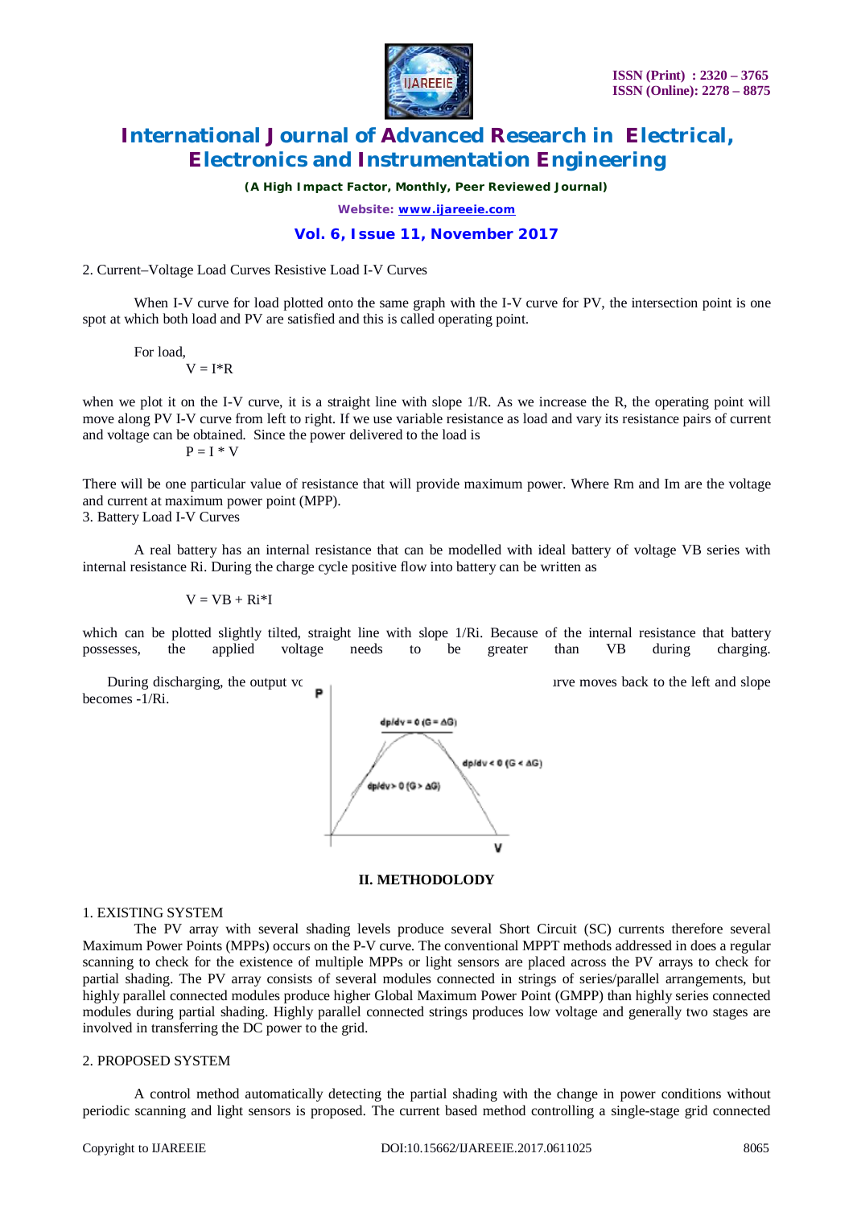2. Current–Voltage Load Curves Resistive Load I-V Curves

When I-V curve for load plotted onto the same graph with the I-V curve for PV, the intersection point is one spot at which both load and PV are satisfied and this is called operating point.

For load,

$$V = I*R$$

when we plot it on the I-V curve, it is a straight line with slope 1/R. As we increase the R, the operating point will move along PV I-V curve from left to right. If we use variable resistance as load and vary its resistance pairs of current and voltage can be obtained. Since the power delivered to the load is

$$P = I * V$$

There will be one particular value of resistance that will provide maximum power. Where Rm and Im are the voltage and current at maximum power point (MPP).

3. Battery Load I-V Curves

A real battery has an internal resistance that can be modelled with ideal battery of voltage VB series with internal resistance Ri. During the charge cycle positive flow into battery can be written as

$$V = VB + Ri*I$$

which can be plotted slightly tilted, straight line with slope 1/Ri. Because of the internal resistance that battery possesses, the applied voltage needs to be greater than VB during charging.

During discharging, the output vc ... ırve moves back to the left and slope becomes -1/Ri.

## II. METHODOLODY

1. EXISTING SYSTEM

The PV array with several shading levels produce several Short Circuit (SC) currents therefore several Maximum Power Points (MPPs) occurs on the P-V curve. The conventional MPPT methods addressed in does a regular scanning to check for the existence of multiple MPPs or light sensors are placed across the PV arrays to check for partial shading. The PV array consists of several modules connected in strings of series/parallel arrangements, but highly parallel connected modules produce higher Global Maximum Power Point (GMPP) than highly series connected modules during partial shading. Highly parallel connected strings produces low voltage and generally two stages are involved in transferring the DC power to the grid.

2. PROPOSED SYSTEM

A control method automatically detecting the partial shading with the change in power conditions without periodic scanning and light sensors is proposed. The current based method controlling a single-stage grid connected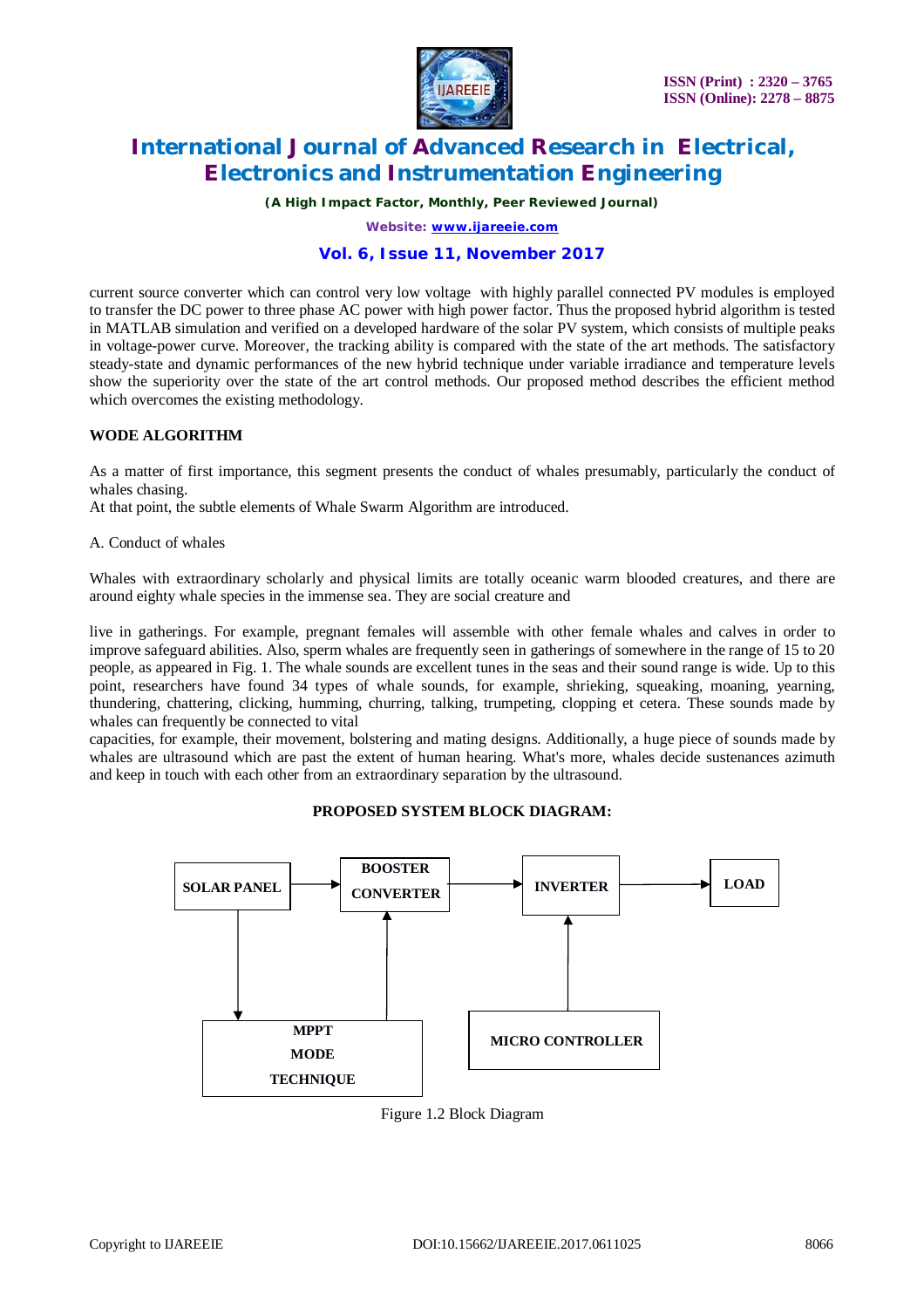current source converter which can control very low voltage with highly parallel connected PV modules is employed to transfer the DC power to three phase AC power with high power factor. Thus the proposed hybrid algorithm is tested in MATLAB simulation and verified on a developed hardware of the solar PV system, which consists of multiple peaks in voltage-power curve. Moreover, the tracking ability is compared with the state of the art methods. The satisfactory steady-state and dynamic performances of the new hybrid technique under variable irradiance and temperature levels show the superiority over the state of the art control methods. Our proposed method describes the efficient method which overcomes the existing methodology.

**WODE ALGORITHM**

As a matter of first importance, this segment presents the conduct of whales presumably, particularly the conduct of whales chasing.
At that point, the subtle elements of Whale Swarm Algorithm are introduced.

A. Conduct of whales

Whales with extraordinary scholarly and physical limits are totally oceanic warm blooded creatures, and there are around eighty whale species in the immense sea. They are social creature and

live in gatherings. For example, pregnant females will assemble with other female whales and calves in order to improve safeguard abilities. Also, sperm whales are frequently seen in gatherings of somewhere in the range of 15 to 20 people, as appeared in Fig. 1. The whale sounds are excellent tunes in the seas and their sound range is wide. Up to this point, researchers have found 34 types of whale sounds, for example, shrieking, squeaking, moaning, yearning, thundering, chattering, clicking, humming, churning, talking, trumpeting, clopping et cetera. These sounds made by whales can frequently be connected to vital
capacities, for example, their movement, bolstering and mating designs. Additionally, a huge piece of sounds made by whales are ultrasound which are past the extent of human hearing. What's more, whales decide sustenances azimuth and keep in touch with each other from an extraordinary separation by the ultrasound.

**PROPOSED SYSTEM BLOCK DIAGRAM:**

SOLAR PANEL → BOOSTER CONVERTER → INVERTER → LOAD

SOLAR PANEL → MPPT MODE TECHNIQUE → BOOSTER CONVERTER

MICRO CONTROLLER → INVERTER

Figure 1.2 Block Diagram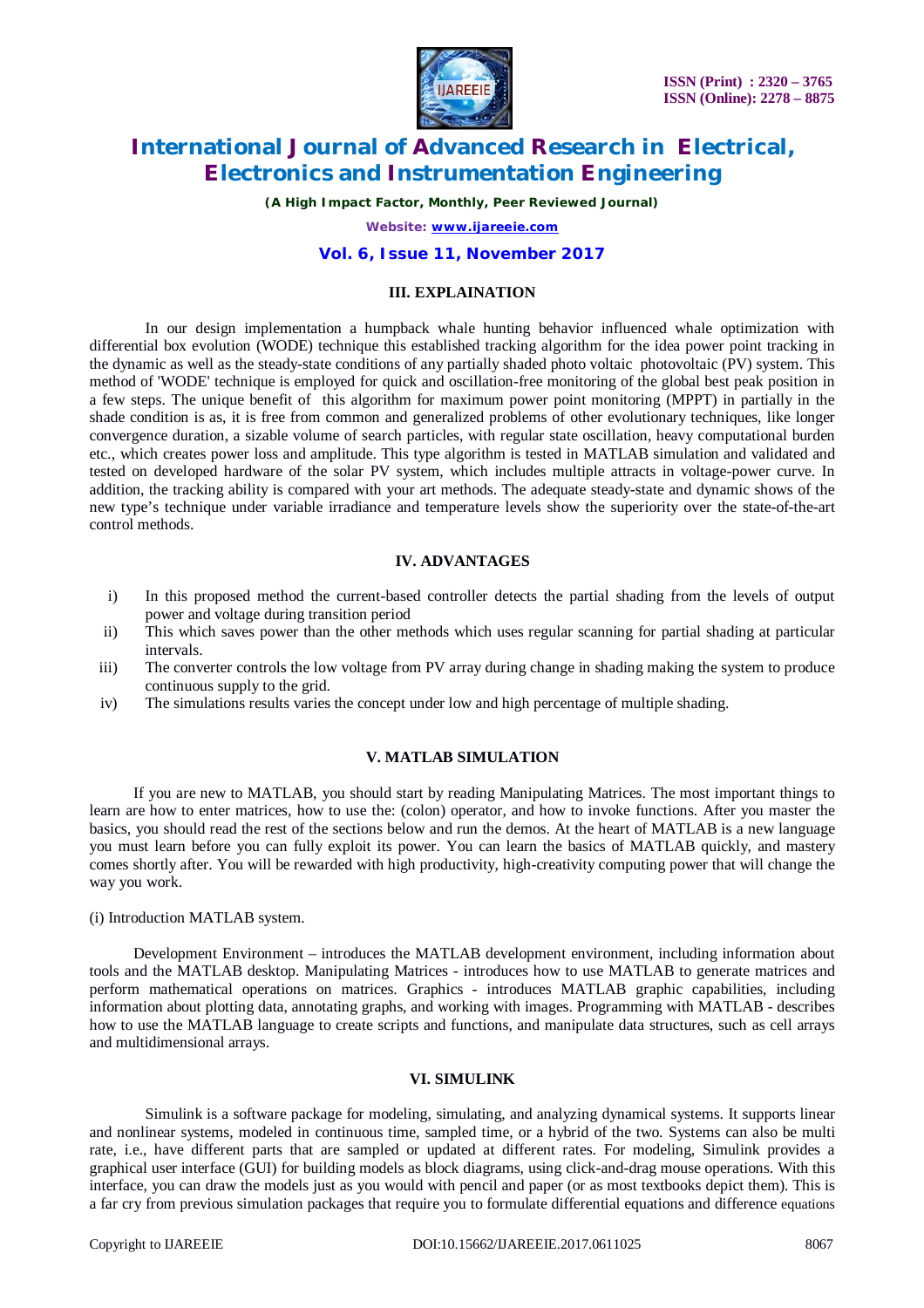## III. EXPLAINATION

In our design implementation a humpback whale hunting behavior influenced whale optimization with differential box evolution (WODE) technique this established tracking algorithm for the idea power point tracking in the dynamic as well as the steady-state conditions of any partially shaded photo voltaic photovoltaic (PV) system. This method of 'WODE' technique is employed for quick and oscillation-free monitoring of the global best peak position in a few steps. The unique benefit of this algorithm for maximum power point monitoring (MPPT) in partially in the shade condition is as, it is free from common and generalized problems of other evolutionary techniques, like longer convergence duration, a sizable volume of search particles, with regular state oscillation, heavy computational burden etc., which creates power loss and amplitude. This type algorithm is tested in MATLAB simulation and validated and tested on developed hardware of the solar PV system, which includes multiple attracts in voltage-power curve. In addition, the tracking ability is compared with your art methods. The adequate steady-state and dynamic shows of the new type's technique under variable irradiance and temperature levels show the superiority over the state-of-the-art control methods.

## IV. ADVANTAGES

i) In this proposed method the current-based controller detects the partial shading from the levels of output power and voltage during transition period

ii) This which saves power than the other methods which uses regular scanning for partial shading at particular intervals.

iii) The converter controls the low voltage from PV array during change in shading making the system to produce continuous supply to the grid.

iv) The simulations results varies the concept under low and high percentage of multiple shading.

## V. MATLAB SIMULATION

If you are new to MATLAB, you should start by reading Manipulating Matrices. The most important things to learn are how to enter matrices, how to use the: (colon) operator, and how to invoke functions. After you master the basics, you should read the rest of the sections below and run the demos. At the heart of MATLAB is a new language you must learn before you can fully exploit its power. You can learn the basics of MATLAB quickly, and mastery comes shortly after. You will be rewarded with high productivity, high-creativity computing power that will change the way you work.

(i) Introduction MATLAB system.

Development Environment – introduces the MATLAB development environment, including information about tools and the MATLAB desktop. Manipulating Matrices - introduces how to use MATLAB to generate matrices and perform mathematical operations on matrices. Graphics - introduces MATLAB graphic capabilities, including information about plotting data, annotating graphs, and working with images. Programming with MATLAB - describes how to use the MATLAB language to create scripts and functions, and manipulate data structures, such as cell arrays and multidimensional arrays.

## VI. SIMULINK

Simulink is a software package for modeling, simulating, and analyzing dynamical systems. It supports linear and nonlinear systems, modeled in continuous time, sampled time, or a hybrid of the two. Systems can also be multi rate, i.e., have different parts that are sampled or updated at different rates. For modeling, Simulink provides a graphical user interface (GUI) for building models as block diagrams, using click-and-drag mouse operations. With this interface, you can draw the models just as you would with pencil and paper (or as most textbooks depict them). This is a far cry from previous simulation packages that require you to formulate differential equations and difference equations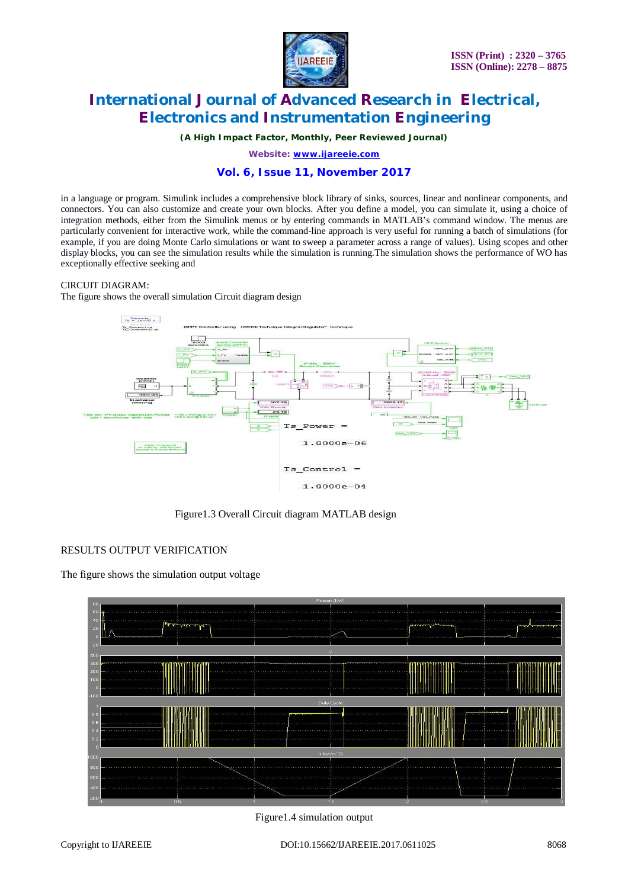in a language or program. Simulink includes a comprehensive block library of sinks, sources, linear and nonlinear components, and connectors. You can also customize and create your own blocks. After you define a model, you can simulate it, using a choice of integration methods, either from the Simulink menus or by entering commands in MATLAB's command window. The menus are particularly convenient for interactive work, while the command-line approach is very useful for running a batch of simulations (for example, if you are doing Monte Carlo simulations or want to sweep a parameter across a range of values). Using scopes and other display blocks, you can see the simulation results while the simulation is running.The simulation shows the performance of WO has exceptionally effective seeking and

CIRCUIT DIAGRAM:

The figure shows the overall simulation Circuit diagram design

Figure1.3 Overall Circuit diagram MATLAB design

RESULTS OUTPUT VERIFICATION

The figure shows the simulation output voltage

Figure1.4 simulation output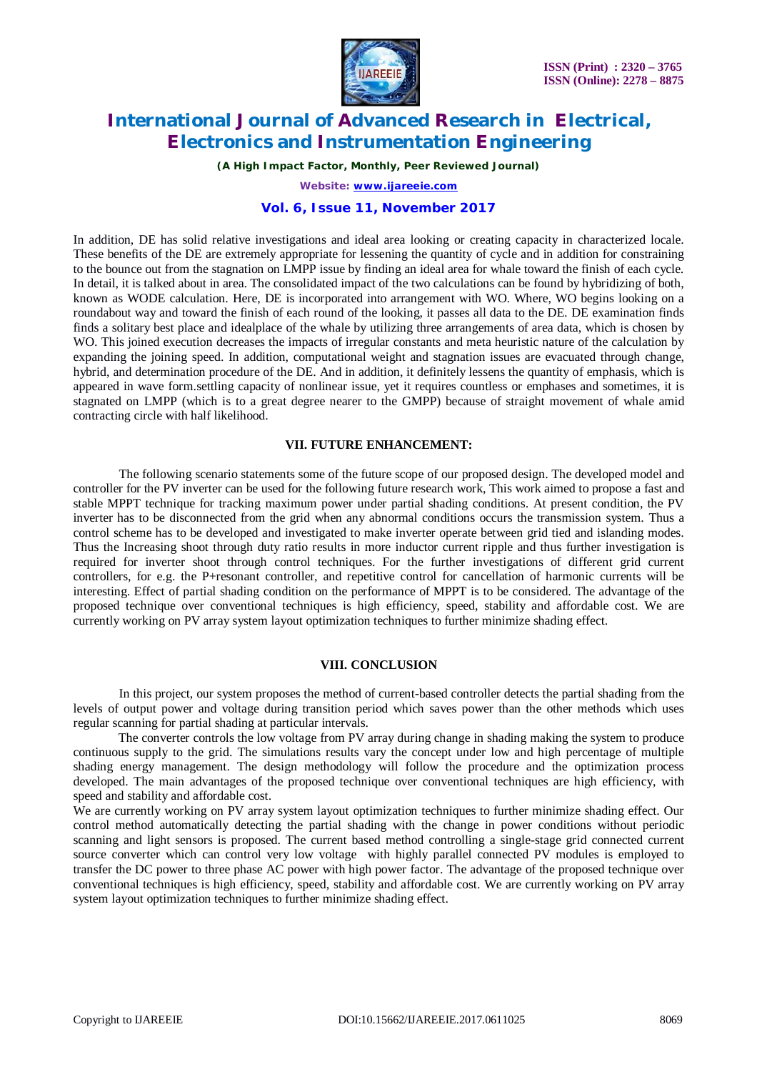In addition, DE has solid relative investigations and ideal area looking or creating capacity in characterized locale. These benefits of the DE are extremely appropriate for lessening the quantity of cycle and in addition for constraining to the bounce out from the stagnation on LMPP issue by finding an ideal area for whale toward the finish of each cycle. In detail, it is talked about in area. The consolidated impact of the two calculations can be found by hybridizing of both, known as WODE calculation. Here, DE is incorporated into arrangement with WO. Where, WO begins looking on a roundabout way and toward the finish of each round of the looking, it passes all data to the DE. DE examination finds finds a solitary best place and idealplace of the whale by utilizing three arrangements of area data, which is chosen by WO. This joined execution decreases the impacts of irregular constants and meta heuristic nature of the calculation by expanding the joining speed. In addition, computational weight and stagnation issues are evacuated through change, hybrid, and determination procedure of the DE. And in addition, it definitely lessens the quantity of emphasis, which is appeared in wave form.settling capacity of nonlinear issue, yet it requires countless or emphases and sometimes, it is stagnated on LMPP (which is to a great degree nearer to the GMPP) because of straight movement of whale amid contracting circle with half likelihood.

## VII. FUTURE ENHANCEMENT:

The following scenario statements some of the future scope of our proposed design. The developed model and controller for the PV inverter can be used for the following future research work, This work aimed to propose a fast and stable MPPT technique for tracking maximum power under partial shading conditions. At present condition, the PV inverter has to be disconnected from the grid when any abnormal conditions occurs the transmission system. Thus a control scheme has to be developed and investigated to make inverter operate between grid tied and islanding modes. Thus the Increasing shoot through duty ratio results in more inductor current ripple and thus further investigation is required for inverter shoot through control techniques. For the further investigations of different grid current controllers, for e.g. the P+resonant controller, and repetitive control for cancellation of harmonic currents will be interesting. Effect of partial shading condition on the performance of MPPT is to be considered. The advantage of the proposed technique over conventional techniques is high efficiency, speed, stability and affordable cost. We are currently working on PV array system layout optimization techniques to further minimize shading effect.

## VIII. CONCLUSION

In this project, our system proposes the method of current-based controller detects the partial shading from the levels of output power and voltage during transition period which saves power than the other methods which uses regular scanning for partial shading at particular intervals.

The converter controls the low voltage from PV array during change in shading making the system to produce continuous supply to the grid. The simulations results vary the concept under low and high percentage of multiple shading energy management. The design methodology will follow the procedure and the optimization process developed. The main advantages of the proposed technique over conventional techniques are high efficiency, with speed and stability and affordable cost.

We are currently working on PV array system layout optimization techniques to further minimize shading effect. Our control method automatically detecting the partial shading with the change in power conditions without periodic scanning and light sensors is proposed. The current based method controlling a single-stage grid connected current source converter which can control very low voltage with highly parallel connected PV modules is employed to transfer the DC power to three phase AC power with high power factor. The advantage of the proposed technique over conventional techniques is high efficiency, speed, stability and affordable cost. We are currently working on PV array system layout optimization techniques to further minimize shading effect.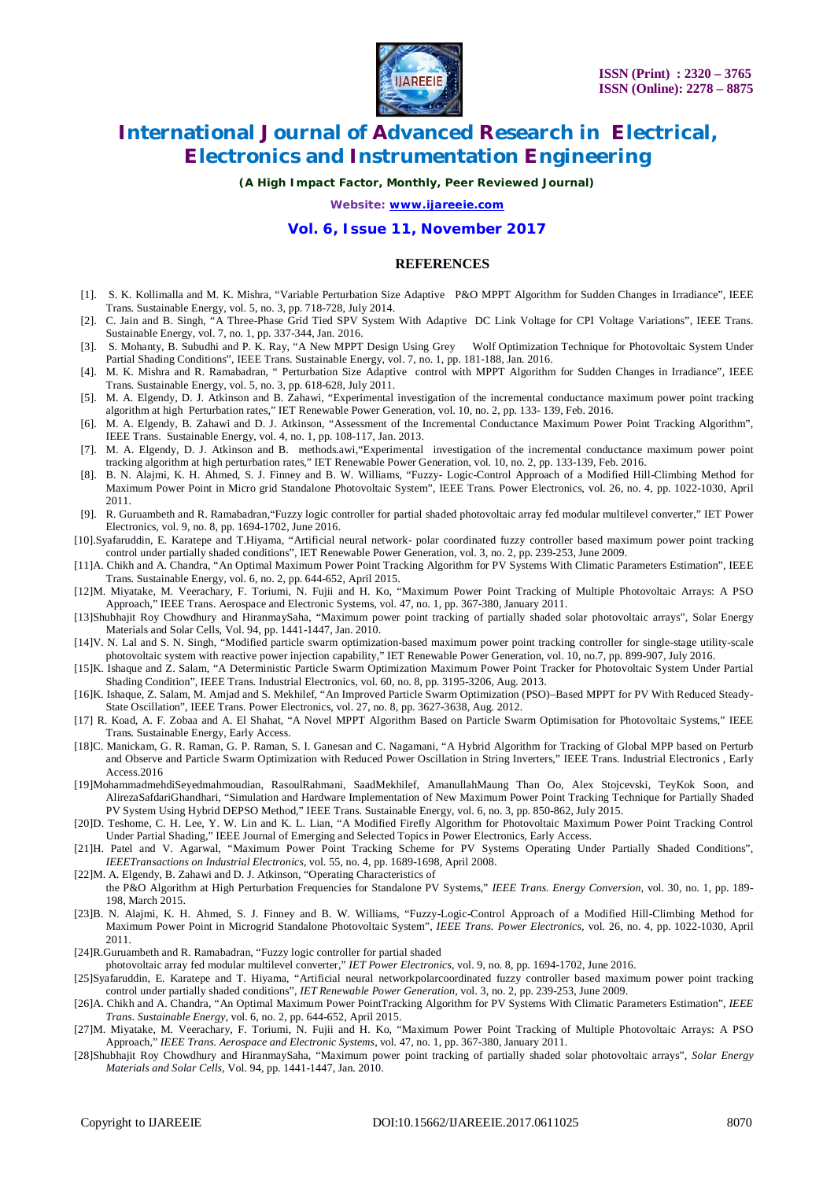## REFERENCES

[1]. S. K. Kollimalla and M. K. Mishra, "Variable Perturbation Size Adaptive P&O MPPT Algorithm for Sudden Changes in Irradiance", IEEE Trans. Sustainable Energy, vol. 5, no. 3, pp. 718-728, July 2014.

[2]. C. Jain and B. Singh, "A Three-Phase Grid Tied SPV System With Adaptive DC Link Voltage for CPI Voltage Variations", IEEE Trans. Sustainable Energy, vol. 7, no. 1, pp. 337-344, Jan. 2016.

[3]. S. Mohanty, B. Subudhi and P. K. Ray, "A New MPPT Design Using Grey Wolf Optimization Technique for Photovoltaic System Under Partial Shading Conditions", IEEE Trans. Sustainable Energy, vol. 7, no. 1, pp. 181-188, Jan. 2016.

[4]. M. K. Mishra and R. Ramabadran, " Perturbation Size Adaptive control with MPPT Algorithm for Sudden Changes in Irradiance", IEEE Trans. Sustainable Energy, vol. 5, no. 3, pp. 618-628, July 2011.

[5]. M. A. Elgendy, D. J. Atkinson and B. Zahawi, "Experimental investigation of the incremental conductance maximum power point tracking algorithm at high Perturbation rates," IET Renewable Power Generation, vol. 10, no. 2, pp. 133- 139, Feb. 2016.

[6]. M. A. Elgendy, B. Zahawi and D. J. Atkinson, "Assessment of the Incremental Conductance Maximum Power Point Tracking Algorithm", IEEE Trans. Sustainable Energy, vol. 4, no. 1, pp. 108-117, Jan. 2013.

[7]. M. A. Elgendy, D. J. Atkinson and B. methods.awi,"Experimental investigation of the incremental conductance maximum power point tracking algorithm at high perturbation rates," IET Renewable Power Generation, vol. 10, no. 2, pp. 133-139, Feb. 2016.

[8]. B. N. Alajmi, K. H. Ahmed, S. J. Finney and B. W. Williams, "Fuzzy- Logic-Control Approach of a Modified Hill-Climbing Method for Maximum Power Point in Micro grid Standalone Photovoltaic System", IEEE Trans. Power Electronics, vol. 26, no. 4, pp. 1022-1030, April 2011.

[9]. R. Guruambeth and R. Ramabadran,"Fuzzy logic controller for partial shaded photovoltaic array fed modular multilevel converter," IET Power Electronics, vol. 9, no. 8, pp. 1694-1702, June 2016.

[10].Syafaruddin, E. Karatepe and T.Hiyama, "Artificial neural network- polar coordinated fuzzy controller based maximum power point tracking control under partially shaded conditions", IET Renewable Power Generation, vol. 3, no. 2, pp. 239-253, June 2009.

[11]A. Chikh and A. Chandra, "An Optimal Maximum Power Point Tracking Algorithm for PV Systems With Climatic Parameters Estimation", IEEE Trans. Sustainable Energy, vol. 6, no. 2, pp. 644-652, April 2015.

[12]M. Miyatake, M. Veerachary, F. Toriumi, N. Fujii and H. Ko, "Maximum Power Point Tracking of Multiple Photovoltaic Arrays: A PSO Approach," IEEE Trans. Aerospace and Electronic Systems, vol. 47, no. 1, pp. 367-380, January 2011.

[13]Shubhajit Roy Chowdhury and HiranmaySaha, "Maximum power point tracking of partially shaded solar photovoltaic arrays", Solar Energy Materials and Solar Cells, Vol. 94, pp. 1441-1447, Jan. 2010.

[14]V. N. Lal and S. N. Singh, "Modified particle swarm optimization-based maximum power point tracking controller for single-stage utility-scale photovoltaic system with reactive power injection capability," IET Renewable Power Generation, vol. 10, no.7, pp. 899-907, July 2016.

[15]K. Ishaque and Z. Salam, "A Deterministic Particle Swarm Optimization Maximum Power Point Tracker for Photovoltaic System Under Partial Shading Condition", IEEE Trans. Industrial Electronics, vol. 60, no. 8, pp. 3195-3206, Aug. 2013.

[16]K. Ishaque, Z. Salam, M. Amjad and S. Mekhilef, "An Improved Particle Swarm Optimization (PSO)–Based MPPT for PV With Reduced Steady-State Oscillation", IEEE Trans. Power Electronics, vol. 27, no. 8, pp. 3627-3638, Aug. 2012.

[17] R. Koad, A. F. Zobaa and A. El Shahat, "A Novel MPPT Algorithm Based on Particle Swarm Optimisation for Photovoltaic Systems," IEEE Trans. Sustainable Energy, Early Access.

[18]C. Manickam, G. R. Raman, G. P. Raman, S. I. Ganesan and C. Nagamani, "A Hybrid Algorithm for Tracking of Global MPP based on Perturb and Observe and Particle Swarm Optimization with Reduced Power Oscillation in String Inverters," IEEE Trans. Industrial Electronics , Early Access.2016

[19]MohammadmehdiSeyedmahmoudian, RasoulRahmani, SaadMekhilef, AmanullahMaung Than Oo, Alex Stojcevski, TeyKok Soon, and AlirezaSafdariGhandhari, "Simulation and Hardware Implementation of New Maximum Power Point Tracking Technique for Partially Shaded PV System Using Hybrid DEPSO Method," IEEE Trans. Sustainable Energy, vol. 6, no. 3, pp. 850-862, July 2015.

[20]D. Teshome, C. H. Lee, Y. W. Lin and K. L. Lian, "A Modified Firefly Algorithm for Photovoltaic Maximum Power Point Tracking Control Under Partial Shading," IEEE Journal of Emerging and Selected Topics in Power Electronics, Early Access.

[21]H. Patel and V. Agarwal, "Maximum Power Point Tracking Scheme for PV Systems Operating Under Partially Shaded Conditions", *IEEETransactions on Industrial Electronics*, vol. 55, no. 4, pp. 1689-1698, April 2008.

[22]M. A. Elgendy, B. Zahawi and D. J. Atkinson, "Operating Characteristics of the P&O Algorithm at High Perturbation Frequencies for Standalone PV Systems," *IEEE Trans. Energy Conversion*, vol. 30, no. 1, pp. 189-198, March 2015.

[23]B. N. Alajmi, K. H. Ahmed, S. J. Finney and B. W. Williams, "Fuzzy-Logic-Control Approach of a Modified Hill-Climbing Method for Maximum Power Point in Microgrid Standalone Photovoltaic System", *IEEE Trans. Power Electronics*, vol. 26, no. 4, pp. 1022-1030, April 2011.

[24]R.Guruambeth and R. Ramabadran, "Fuzzy logic controller for partial shaded photovoltaic array fed modular multilevel converter," *IET Power Electronics*, vol. 9, no. 8, pp. 1694-1702, June 2016.

[25]Syafaruddin, E. Karatepe and T. Hiyama, "Artificial neural networkpolarcoordinated fuzzy controller based maximum power point tracking control under partially shaded conditions", *IET Renewable Power Generation*, vol. 3, no. 2, pp. 239-253, June 2009.

[26]A. Chikh and A. Chandra, "An Optimal Maximum Power PointTracking Algorithm for PV Systems With Climatic Parameters Estimation", *IEEE Trans. Sustainable Energy*, vol. 6, no. 2, pp. 644-652, April 2015.

[27]M. Miyatake, M. Veerachary, F. Toriumi, N. Fujii and H. Ko, "Maximum Power Point Tracking of Multiple Photovoltaic Arrays: A PSO Approach," *IEEE Trans. Aerospace and Electronic Systems*, vol. 47, no. 1, pp. 367-380, January 2011.

[28]Shubhajit Roy Chowdhury and HiranmaySaha, "Maximum power point tracking of partially shaded solar photovoltaic arrays", *Solar Energy Materials and Solar Cells*, Vol. 94, pp. 1441-1447, Jan. 2010.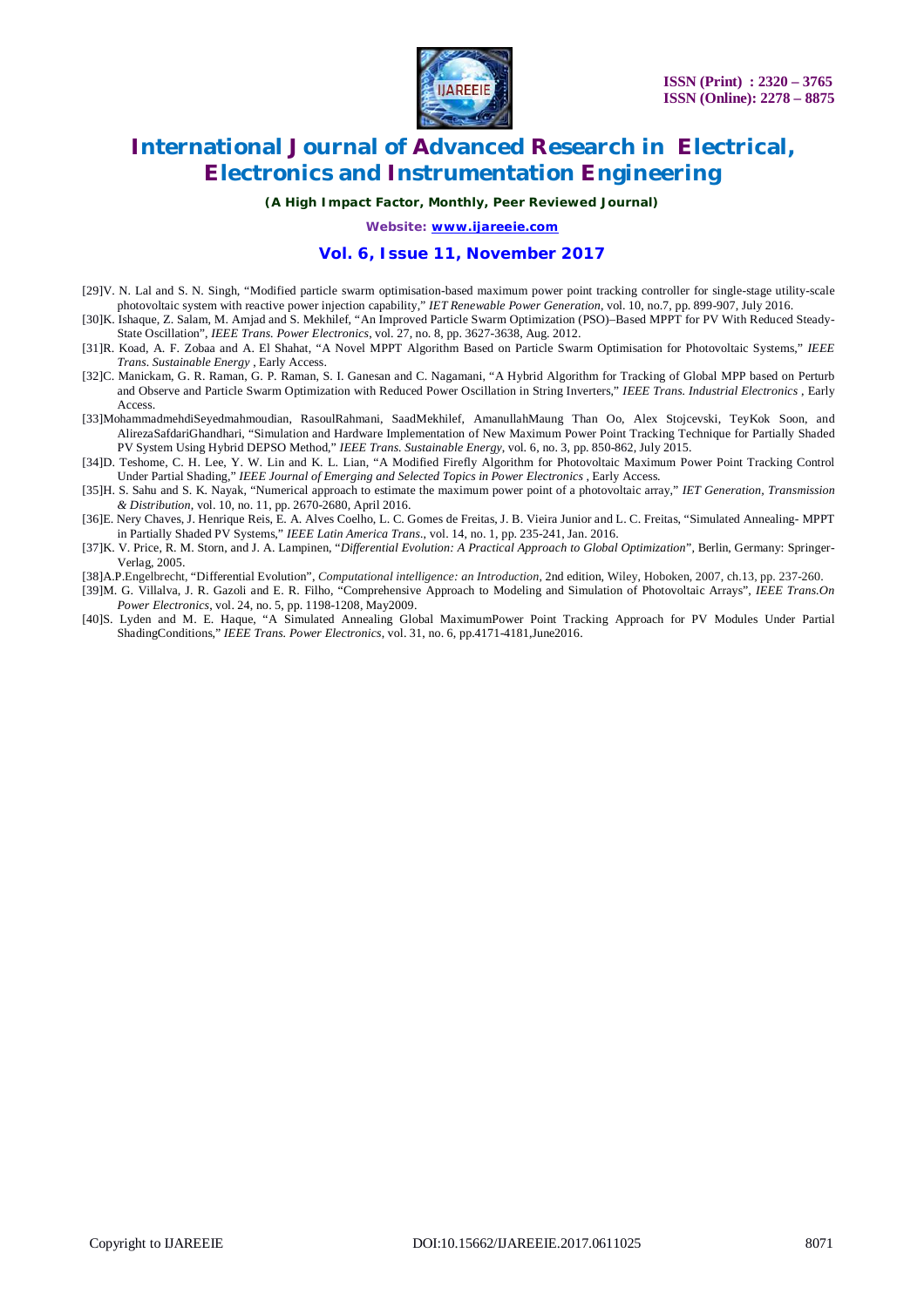[29]V. N. Lal and S. N. Singh, "Modified particle swarm optimisation-based maximum power point tracking controller for single-stage utility-scale photovoltaic system with reactive power injection capability," *IET Renewable Power Generation*, vol. 10, no.7, pp. 899-907, July 2016.

[30]K. Ishaque, Z. Salam, M. Amjad and S. Mekhilef, "An Improved Particle Swarm Optimization (PSO)–Based MPPT for PV With Reduced Steady-State Oscillation", *IEEE Trans. Power Electronics*, vol. 27, no. 8, pp. 3627-3638, Aug. 2012.

[31]R. Koad, A. F. Zobaa and A. El Shahat, "A Novel MPPT Algorithm Based on Particle Swarm Optimisation for Photovoltaic Systems," *IEEE Trans. Sustainable Energy* , Early Access.

[32]C. Manickam, G. R. Raman, G. P. Raman, S. I. Ganesan and C. Nagamani, "A Hybrid Algorithm for Tracking of Global MPP based on Perturb and Observe and Particle Swarm Optimization with Reduced Power Oscillation in String Inverters," *IEEE Trans. Industrial Electronics* , Early Access.

[33]MohammadmehdiSeyedmahmoudian, RasoulRahmani, SaadMekhilef, AmanullahMaung Than Oo, Alex Stojcevski, TeyKok Soon, and AlirezaSafdariGhandhari, "Simulation and Hardware Implementation of New Maximum Power Point Tracking Technique for Partially Shaded PV System Using Hybrid DEPSO Method," *IEEE Trans. Sustainable Energy*, vol. 6, no. 3, pp. 850-862, July 2015.

[34]D. Teshome, C. H. Lee, Y. W. Lin and K. L. Lian, "A Modified Firefly Algorithm for Photovoltaic Maximum Power Point Tracking Control Under Partial Shading," *IEEE Journal of Emerging and Selected Topics in Power Electronics* , Early Access.

[35]H. S. Sahu and S. K. Nayak, "Numerical approach to estimate the maximum power point of a photovoltaic array," *IET Generation, Transmission & Distribution*, vol. 10, no. 11, pp. 2670-2680, April 2016.

[36]E. Nery Chaves, J. Henrique Reis, E. A. Alves Coelho, L. C. Gomes de Freitas, J. B. Vieira Junior and L. C. Freitas, "Simulated Annealing- MPPT in Partially Shaded PV Systems," *IEEE Latin America Trans.*, vol. 14, no. 1, pp. 235-241, Jan. 2016.

[37]K. V. Price, R. M. Storn, and J. A. Lampinen, "*Differential Evolution: A Practical Approach to Global Optimization*", Berlin, Germany: Springer-Verlag, 2005.

[38]A.P.Engelbrecht, "Differential Evolution", *Computational intelligence: an Introduction*, 2nd edition, Wiley, Hoboken, 2007, ch.13, pp. 237-260.

[39]M. G. Villalva, J. R. Gazoli and E. R. Filho, "Comprehensive Approach to Modeling and Simulation of Photovoltaic Arrays", *IEEE Trans.On Power Electronics*, vol. 24, no. 5, pp. 1198-1208, May2009.

[40]S. Lyden and M. E. Haque, "A Simulated Annealing Global MaximumPower Point Tracking Approach for PV Modules Under Partial ShadingConditions," *IEEE Trans. Power Electronics*, vol. 31, no. 6, pp.4171-4181,June2016.